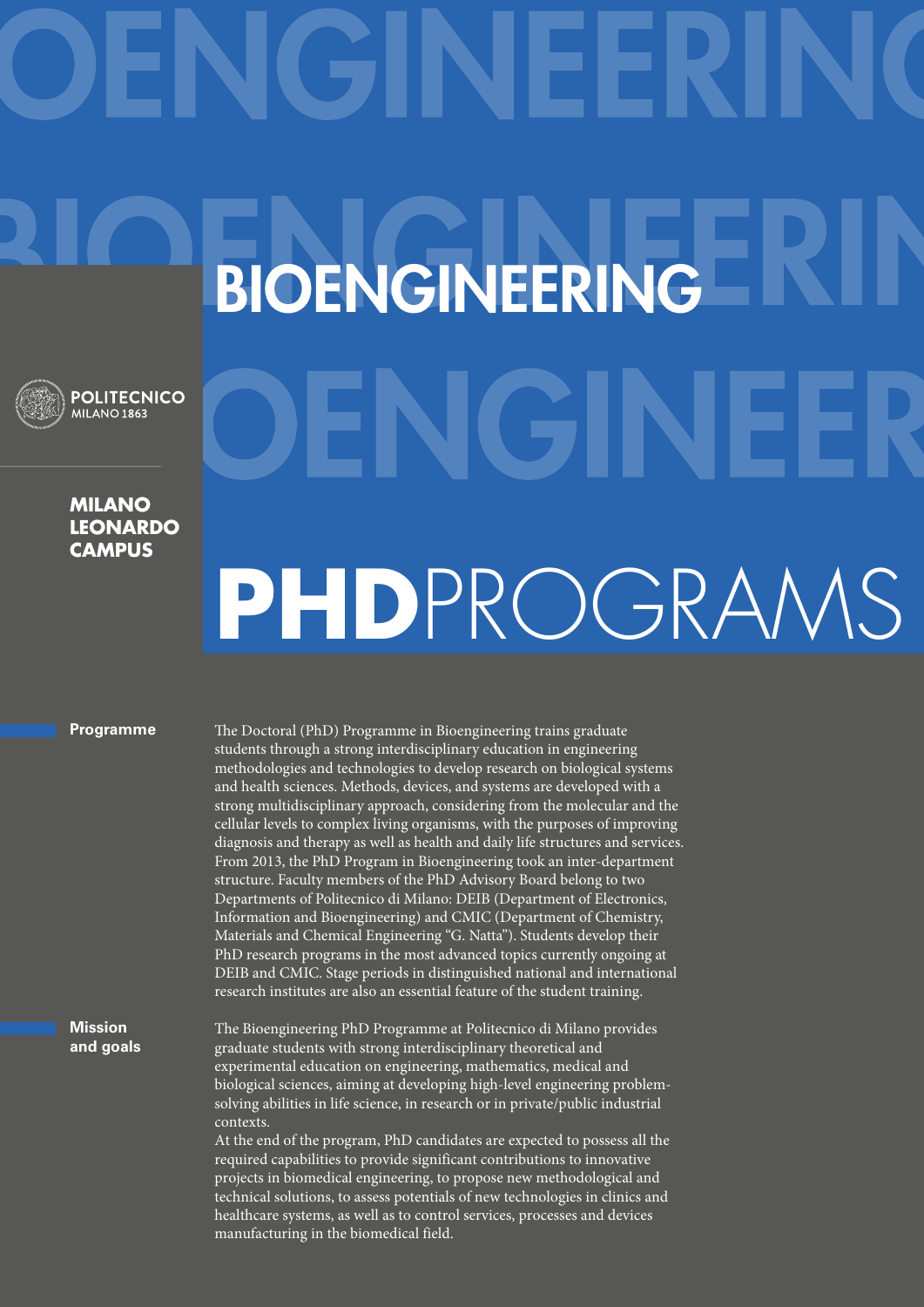# BIOENGINEERING

POLITECNICO MILANO 1863

**MILANO LEONARDO CAMPUS**

# PHD PROGRAMS

## Programme

The Doctoral (PhD) Programme in Bioengineering trains graduate students through a strong interdisciplinary education in engineering methodologies and technologies to develop research on biological systems and health sciences. Methods, devices, and systems are developed with a strong multidisciplinary approach, considering from the molecular and the cellular levels to complex living organisms, with the purposes of improving diagnosis and therapy as well as health and daily life structures and services. From 2013, the PhD Program in Bioengineering took an inter-department structure. Faculty members of the PhD Advisory Board belong to two Departments of Politecnico di Milano: DEIB (Department of Electronics, Information and Bioengineering) and CMIC (Department of Chemistry, Materials and Chemical Engineering "G. Natta"). Students develop their PhD research programs in the most advanced topics currently ongoing at DEIB and CMIC. Stage periods in distinguished national and international research institutes are also an essential feature of the student training.

## Mission and goals

The Bioengineering PhD Programme at Politecnico di Milano provides graduate students with strong interdisciplinary theoretical and experimental education on engineering, mathematics, medical and biological sciences, aiming at developing high-level engineering problem-solving abilities in life science, in research or in private/public industrial contexts.

At the end of the program, PhD candidates are expected to possess all the required capabilities to provide significant contributions to innovative projects in biomedical engineering, to propose new methodological and technical solutions, to assess potentials of new technologies in clinics and healthcare systems, as well as to control services, processes and devices manufacturing in the biomedical field.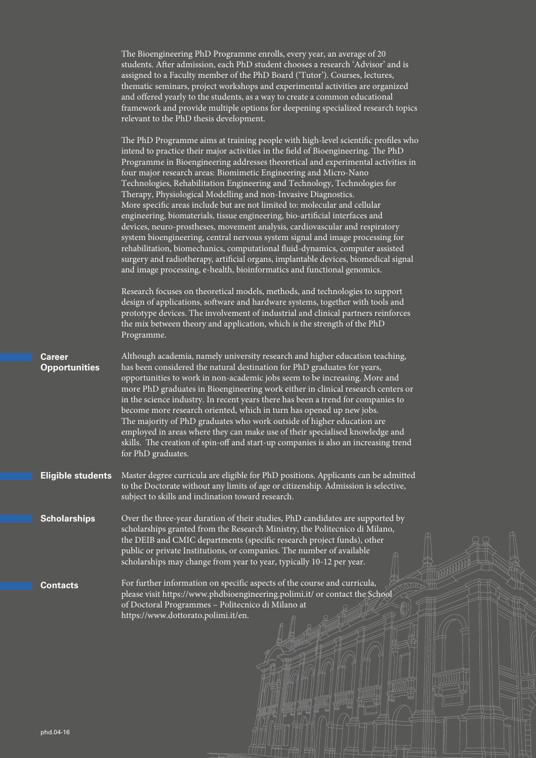The Bioengineering PhD Programme enrolls, every year, an average of 20 students. After admission, each PhD student chooses a research 'Advisor' and is assigned to a Faculty member of the PhD Board ('Tutor'). Courses, lectures, thematic seminars, project workshops and experimental activities are organized and offered yearly to the students, as a way to create a common educational framework and provide multiple options for deepening specialized research topics relevant to the PhD thesis development.

The PhD Programme aims at training people with high-level scientific profiles who intend to practice their major activities in the field of Bioengineering. The PhD Programme in Bioengineering addresses theoretical and experimental activities in four major research areas: Biomimetic Engineering and Micro-Nano Technologies, Rehabilitation Engineering and Technology, Technologies for Therapy, Physiological Modelling and non-Invasive Diagnostics.
More specific areas include but are not limited to: molecular and cellular engineering, biomaterials, tissue engineering, bio-artificial interfaces and devices, neuro-prostheses, movement analysis, cardiovascular and respiratory system bioengineering, central nervous system signal and image processing for rehabilitation, biomechanics, computational fluid-dynamics, computer assisted surgery and radiotherapy, artificial organs, implantable devices, biomedical signal and image processing, e-health, bioinformatics and functional genomics.

Research focuses on theoretical models, methods, and technologies to support design of applications, software and hardware systems, together with tools and prototype devices. The involvement of industrial and clinical partners reinforces the mix between theory and application, which is the strength of the PhD Programme.

## Career Opportunities

Although academia, namely university research and higher education teaching, has been considered the natural destination for PhD graduates for years, opportunities to work in non-academic jobs seem to be increasing. More and more PhD graduates in Bioengineering work either in clinical research centers or in the science industry. In recent years there has been a trend for companies to become more research oriented, which in turn has opened up new jobs.
The majority of PhD graduates who work outside of higher education are employed in areas where they can make use of their specialised knowledge and skills. The creation of spin-off and start-up companies is also an increasing trend for PhD graduates.

## Eligible students

Master degree curricula are eligible for PhD positions. Applicants can be admitted to the Doctorate without any limits of age or citizenship. Admission is selective, subject to skills and inclination toward research.

## Scholarships

Over the three-year duration of their studies, PhD candidates are supported by scholarships granted from the Research Ministry, the Politecnico di Milano, the DEIB and CMIC departments (specific research project funds), other public or private Institutions, or companies. The number of available scholarships may change from year to year, typically 10-12 per year.

## Contacts

For further information on specific aspects of the course and curricula, please visit https://www.phdbioengineering.polimi.it/ or contact the School of Doctoral Programmes – Politecnico di Milano at https://www.dottorato.polimi.it/en.

phd.04-16